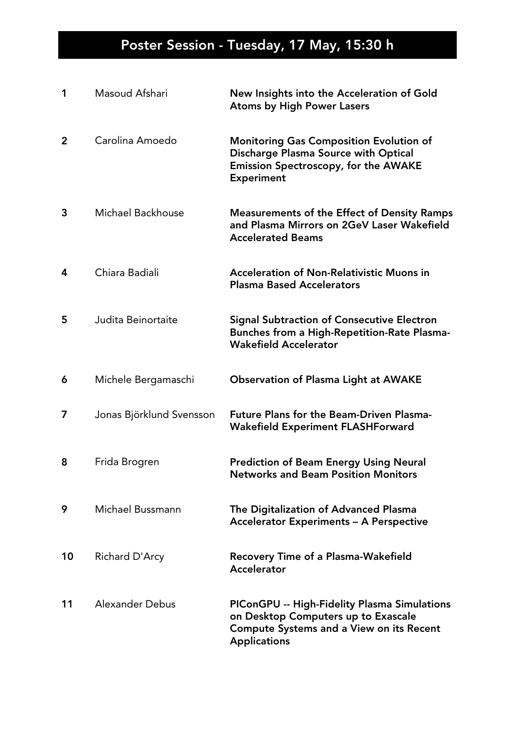# Poster Session - Tuesday, 17 May, 15:30 h

| | | |
|---|---|---|
| 1 | Masoud Afshari | **New Insights into the Acceleration of Gold Atoms by High Power Lasers** |
| 2 | Carolina Amoedo | **Monitoring Gas Composition Evolution of Discharge Plasma Source with Optical Emission Spectroscopy, for the AWAKE Experiment** |
| 3 | Michael Backhouse | **Measurements of the Effect of Density Ramps and Plasma Mirrors on 2GeV Laser Wakefield Accelerated Beams** |
| 4 | Chiara Badiali | **Acceleration of Non-Relativistic Muons in Plasma Based Accelerators** |
| 5 | Judita Beinortaite | **Signal Subtraction of Consecutive Electron Bunches from a High-Repetition-Rate Plasma-Wakefield Accelerator** |
| 6 | Michele Bergamaschi | **Observation of Plasma Light at AWAKE** |
| 7 | Jonas Björklund Svensson | **Future Plans for the Beam-Driven Plasma-Wakefield Experiment FLASHForward** |
| 8 | Frida Brogren | **Prediction of Beam Energy Using Neural Networks and Beam Position Monitors** |
| 9 | Michael Bussmann | **The Digitalization of Advanced Plasma Accelerator Experiments – A Perspective** |
| 10 | Richard D'Arcy | **Recovery Time of a Plasma-Wakefield Accelerator** |
| 11 | Alexander Debus | **PIConGPU -- High-Fidelity Plasma Simulations on Desktop Computers up to Exascale Compute Systems and a View on its Recent Applications** |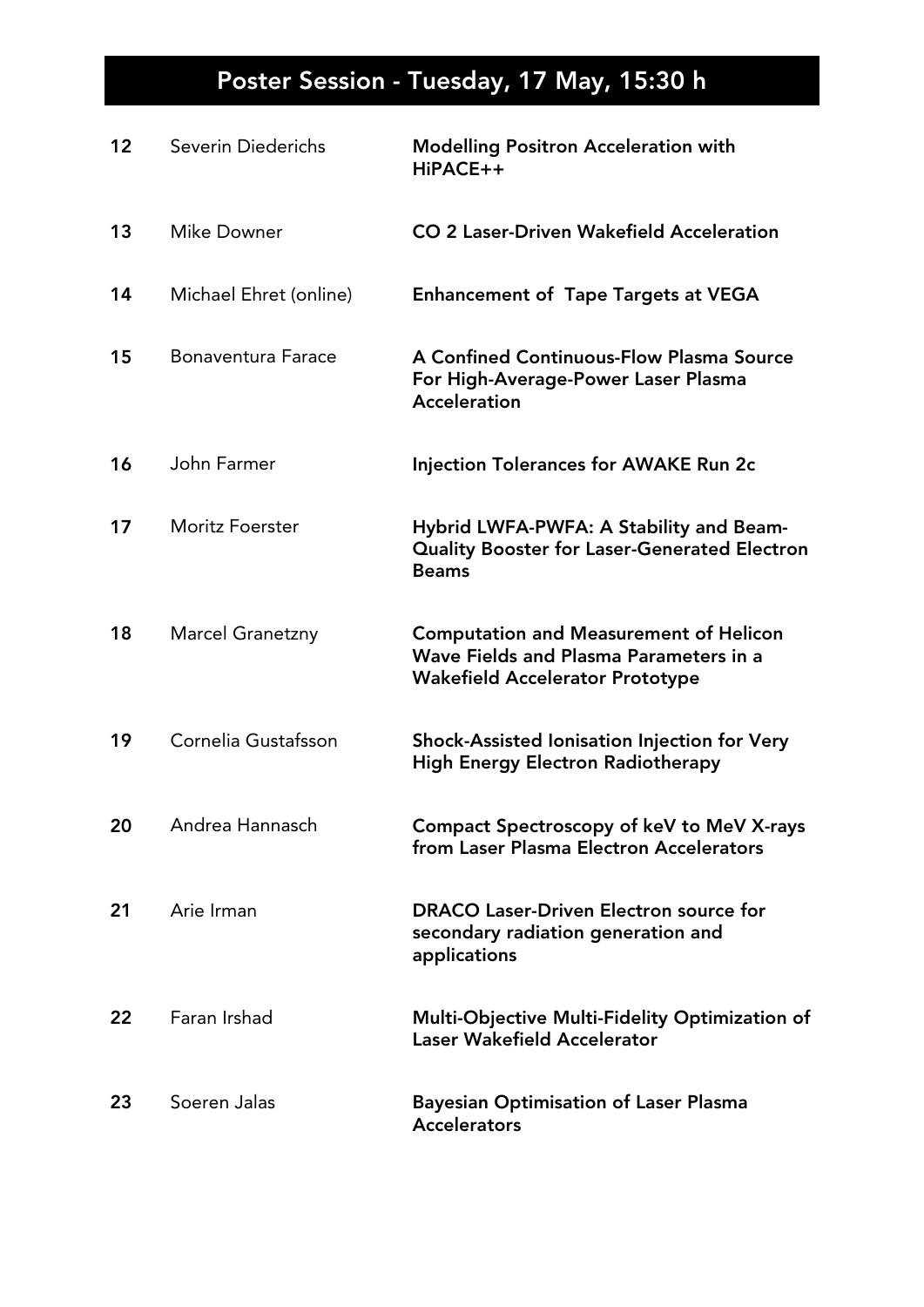# Poster Session - Tuesday, 17 May, 15:30 h

| | | |
|---|---|---|
| 12 | Severin Diederichs | **Modelling Positron Acceleration with HiPACE++** |
| 13 | Mike Downer | **CO 2 Laser-Driven Wakefield Acceleration** |
| 14 | Michael Ehret (online) | **Enhancement of Tape Targets at VEGA** |
| 15 | Bonaventura Farace | **A Confined Continuous-Flow Plasma Source For High-Average-Power Laser Plasma Acceleration** |
| 16 | John Farmer | **Injection Tolerances for AWAKE Run 2c** |
| 17 | Moritz Foerster | **Hybrid LWFA-PWFA: A Stability and Beam-Quality Booster for Laser-Generated Electron Beams** |
| 18 | Marcel Granetzny | **Computation and Measurement of Helicon Wave Fields and Plasma Parameters in a Wakefield Accelerator Prototype** |
| 19 | Cornelia Gustafsson | **Shock-Assisted Ionisation Injection for Very High Energy Electron Radiotherapy** |
| 20 | Andrea Hannasch | **Compact Spectroscopy of keV to MeV X-rays from Laser Plasma Electron Accelerators** |
| 21 | Arie Irman | **DRACO Laser-Driven Electron source for secondary radiation generation and applications** |
| 22 | Faran Irshad | **Multi-Objective Multi-Fidelity Optimization of Laser Wakefield Accelerator** |
| 23 | Soeren Jalas | **Bayesian Optimisation of Laser Plasma Accelerators** |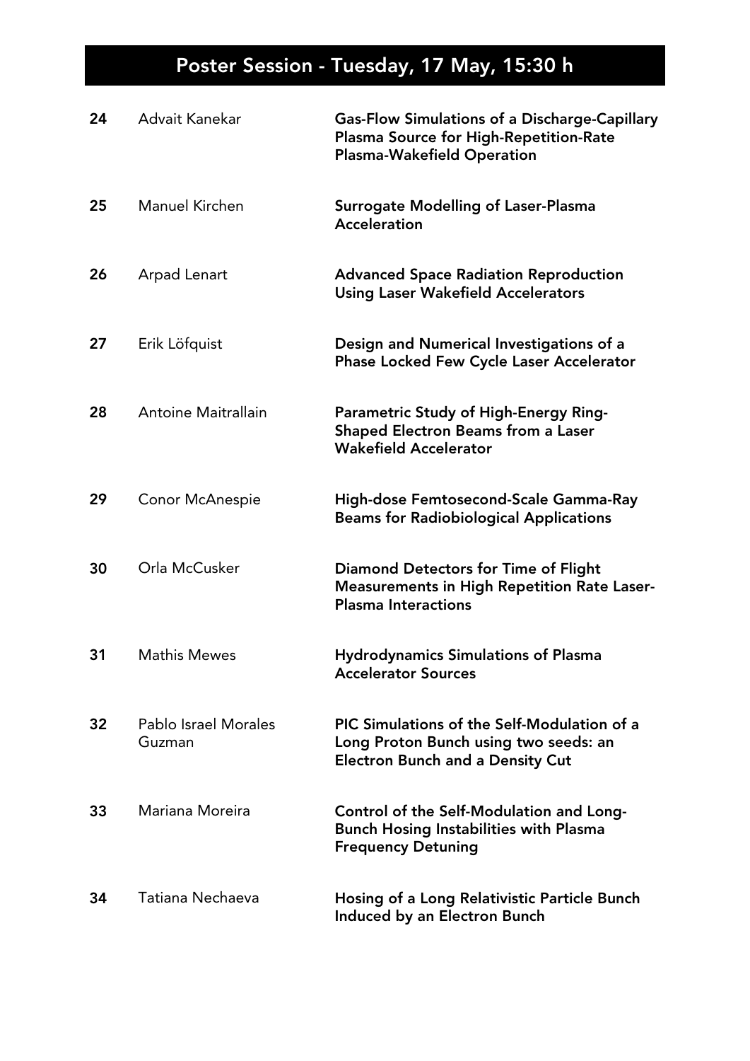# Poster Session - Tuesday, 17 May, 15:30 h

| | | |
|---|---|---|
| 24 | Advait Kanekar | **Gas-Flow Simulations of a Discharge-Capillary Plasma Source for High-Repetition-Rate Plasma-Wakefield Operation** |
| 25 | Manuel Kirchen | **Surrogate Modelling of Laser-Plasma Acceleration** |
| 26 | Arpad Lenart | **Advanced Space Radiation Reproduction Using Laser Wakefield Accelerators** |
| 27 | Erik Löfquist | **Design and Numerical Investigations of a Phase Locked Few Cycle Laser Accelerator** |
| 28 | Antoine Maitrallain | **Parametric Study of High-Energy Ring-Shaped Electron Beams from a Laser Wakefield Accelerator** |
| 29 | Conor McAnespie | **High-dose Femtosecond-Scale Gamma-Ray Beams for Radiobiological Applications** |
| 30 | Orla McCusker | **Diamond Detectors for Time of Flight Measurements in High Repetition Rate Laser-Plasma Interactions** |
| 31 | Mathis Mewes | **Hydrodynamics Simulations of Plasma Accelerator Sources** |
| 32 | Pablo Israel Morales Guzman | **PIC Simulations of the Self-Modulation of a Long Proton Bunch using two seeds: an Electron Bunch and a Density Cut** |
| 33 | Mariana Moreira | **Control of the Self-Modulation and Long-Bunch Hosing Instabilities with Plasma Frequency Detuning** |
| 34 | Tatiana Nechaeva | **Hosing of a Long Relativistic Particle Bunch Induced by an Electron Bunch** |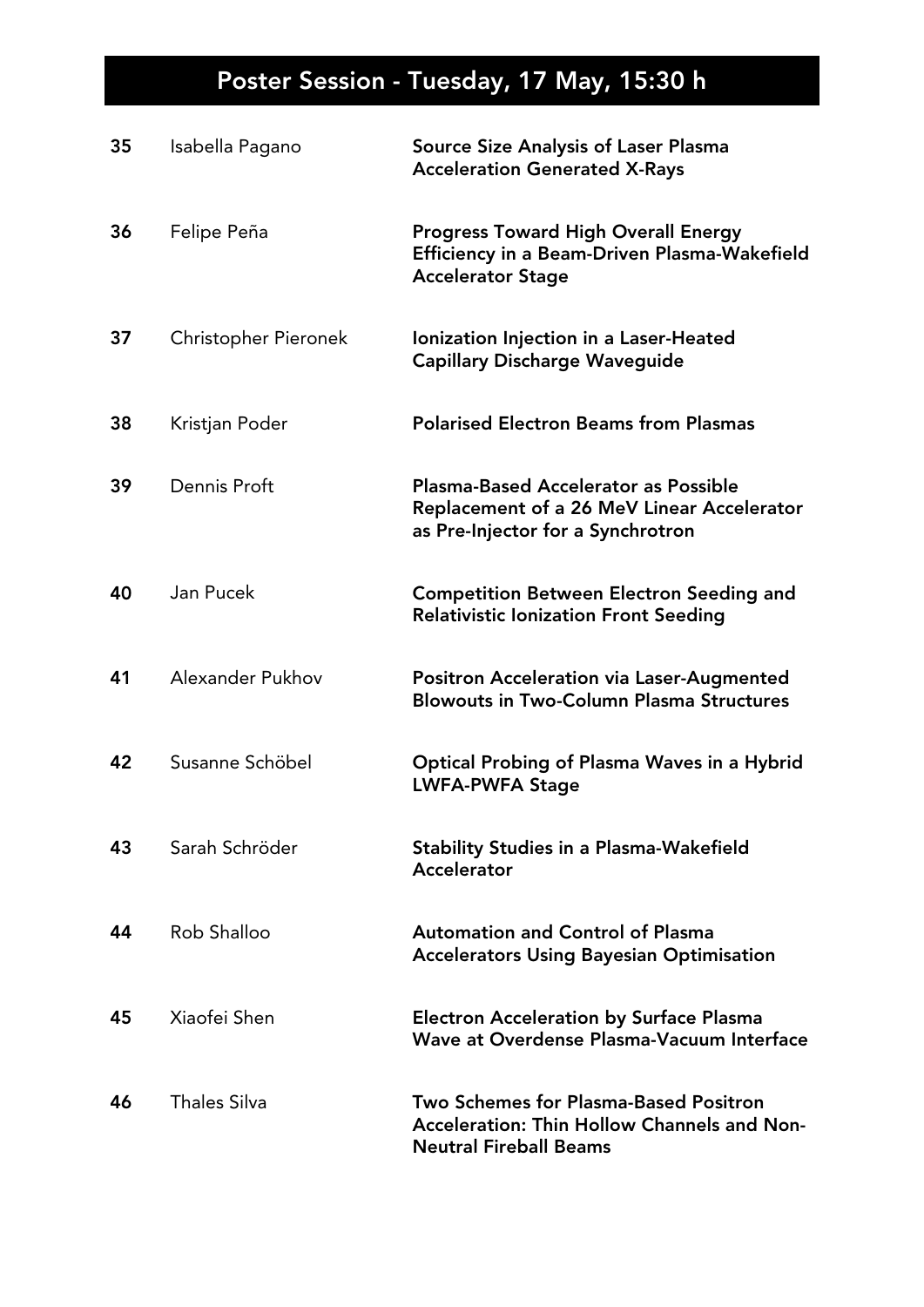# Poster Session - Tuesday, 17 May, 15:30 h

| | | |
|---|---|---|
| 35 | Isabella Pagano | **Source Size Analysis of Laser Plasma Acceleration Generated X-Rays** |
| 36 | Felipe Peña | **Progress Toward High Overall Energy Efficiency in a Beam-Driven Plasma-Wakefield Accelerator Stage** |
| 37 | Christopher Pieronek | **Ionization Injection in a Laser-Heated Capillary Discharge Waveguide** |
| 38 | Kristjan Poder | **Polarised Electron Beams from Plasmas** |
| 39 | Dennis Proft | **Plasma-Based Accelerator as Possible Replacement of a 26 MeV Linear Accelerator as Pre-Injector for a Synchrotron** |
| 40 | Jan Pucek | **Competition Between Electron Seeding and Relativistic Ionization Front Seeding** |
| 41 | Alexander Pukhov | **Positron Acceleration via Laser-Augmented Blowouts in Two-Column Plasma Structures** |
| 42 | Susanne Schöbel | **Optical Probing of Plasma Waves in a Hybrid LWFA-PWFA Stage** |
| 43 | Sarah Schröder | **Stability Studies in a Plasma-Wakefield Accelerator** |
| 44 | Rob Shalloo | **Automation and Control of Plasma Accelerators Using Bayesian Optimisation** |
| 45 | Xiaofei Shen | **Electron Acceleration by Surface Plasma Wave at Overdense Plasma-Vacuum Interface** |
| 46 | Thales Silva | **Two Schemes for Plasma-Based Positron Acceleration: Thin Hollow Channels and Non-Neutral Fireball Beams** |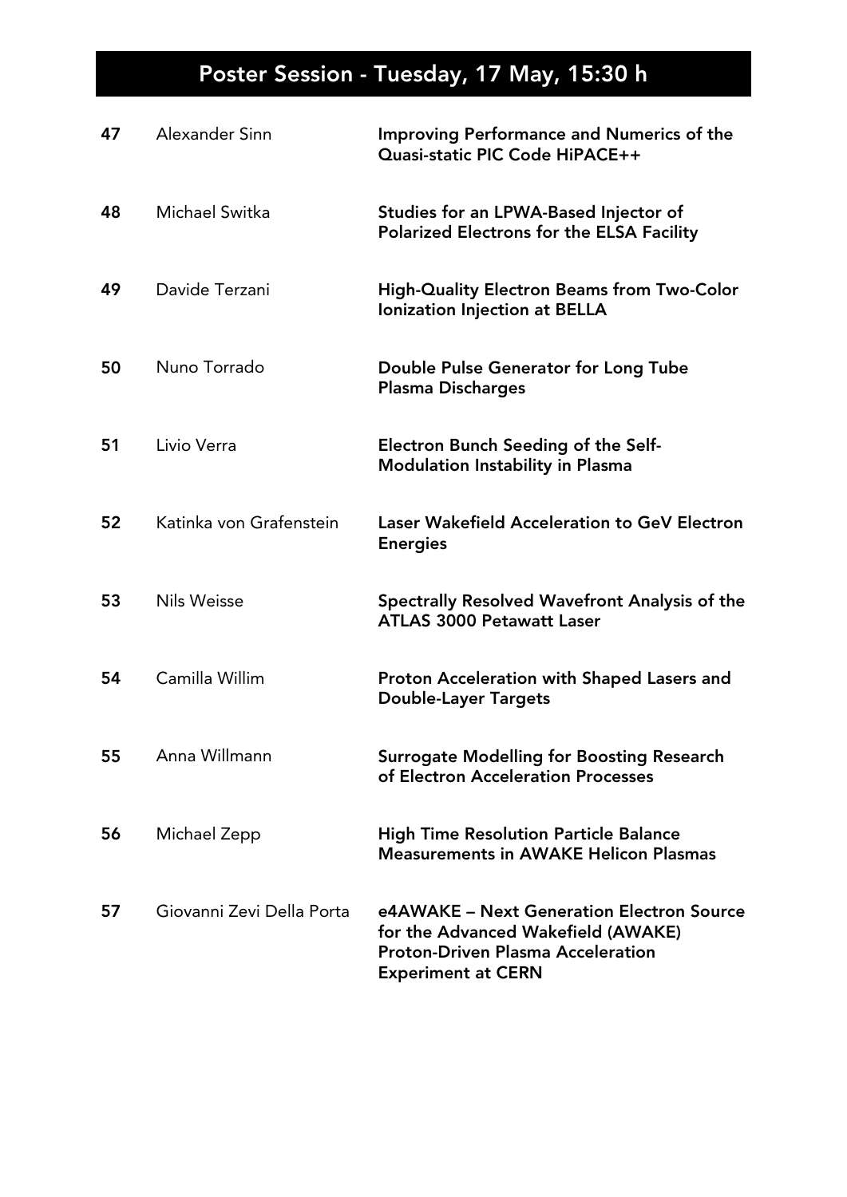# Poster Session - Tuesday, 17 May, 15:30 h

| | | |
|---|---|---|
| **47** | Alexander Sinn | **Improving Performance and Numerics of the Quasi-static PIC Code HiPACE++** |
| **48** | Michael Switka | **Studies for an LPWA-Based Injector of Polarized Electrons for the ELSA Facility** |
| **49** | Davide Terzani | **High-Quality Electron Beams from Two-Color Ionization Injection at BELLA** |
| **50** | Nuno Torrado | **Double Pulse Generator for Long Tube Plasma Discharges** |
| **51** | Livio Verra | **Electron Bunch Seeding of the Self-Modulation Instability in Plasma** |
| **52** | Katinka von Grafenstein | **Laser Wakefield Acceleration to GeV Electron Energies** |
| **53** | Nils Weisse | **Spectrally Resolved Wavefront Analysis of the ATLAS 3000 Petawatt Laser** |
| **54** | Camilla Willim | **Proton Acceleration with Shaped Lasers and Double-Layer Targets** |
| **55** | Anna Willmann | **Surrogate Modelling for Boosting Research of Electron Acceleration Processes** |
| **56** | Michael Zepp | **High Time Resolution Particle Balance Measurements in AWAKE Helicon Plasmas** |
| **57** | Giovanni Zevi Della Porta | **e4AWAKE – Next Generation Electron Source for the Advanced Wakefield (AWAKE) Proton-Driven Plasma Acceleration Experiment at CERN** |